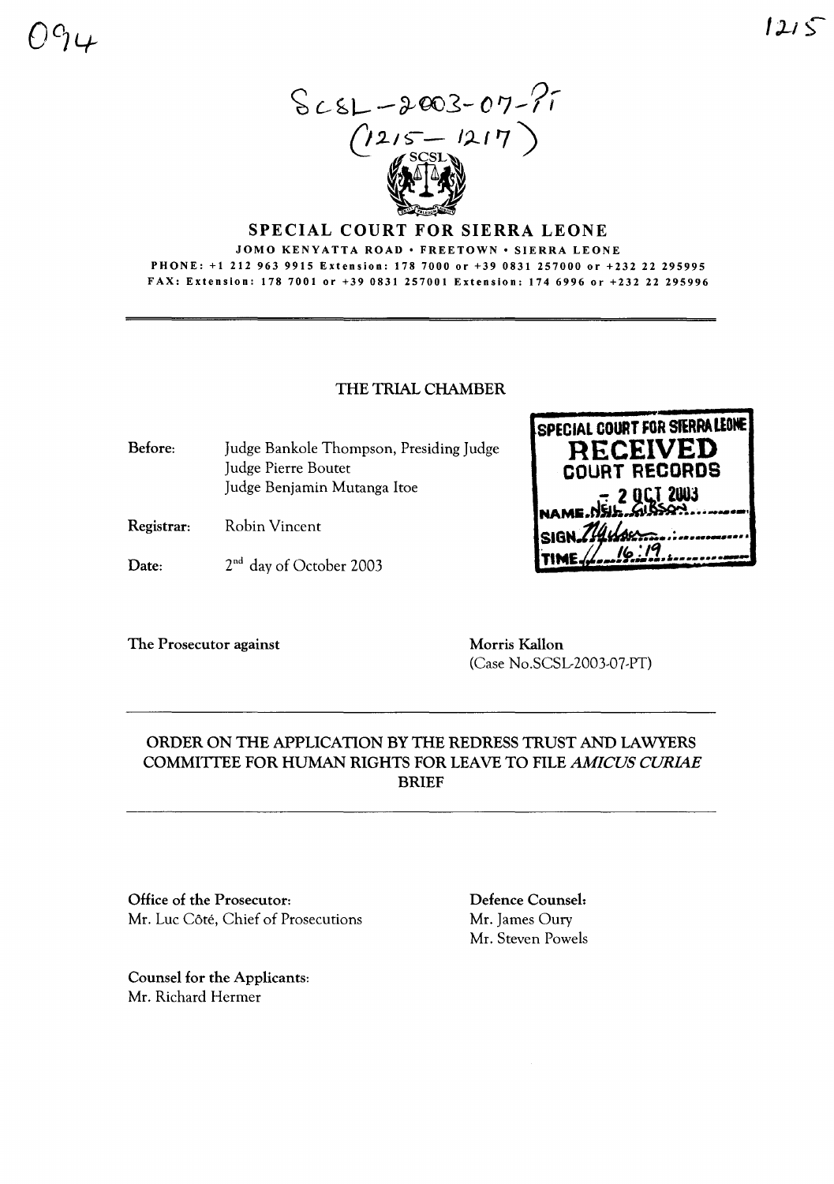SCSL-2003-07-PT
(1215-1217)

# SPECIAL COURT FOR SIERRA LEONE

JOMO KENYATTA ROAD • FREETOWN • SIERRA LEONE

PHONE: +1 212 963 9915 Extension: 178 7000 or +39 0831 257000 or +232 22 295995

FAX: Extension: 178 7001 or +39 0831 257001 Extension: 174 6996 or +232 22 295996

## THE TRIAL CHAMBER

SPECIAL COURT FOR SIERRA LEONE
RECEIVED
COURT RECORDS
2 OCT 2003
NAME NEIL GIBSON
SIGN
TIME 16:19

**Before:** Judge Bankole Thompson, Presiding Judge
Judge Pierre Boutet
Judge Benjamin Mutanga Itoe

**Registrar:** Robin Vincent

**Date:** 2nd day of October 2003

**The Prosecutor against** **Morris Kallon**
(Case No.SCSL-2003-07-PT)

## ORDER ON THE APPLICATION BY THE REDRESS TRUST AND LAWYERS COMMITTEE FOR HUMAN RIGHTS FOR LEAVE TO FILE *AMICUS CURIAE* BRIEF

**Office of the Prosecutor:**
Mr. Luc Côté, Chief of Prosecutions

**Defence Counsel:**
Mr. James Oury
Mr. Steven Powels

**Counsel for the Applicants:**
Mr. Richard Hermer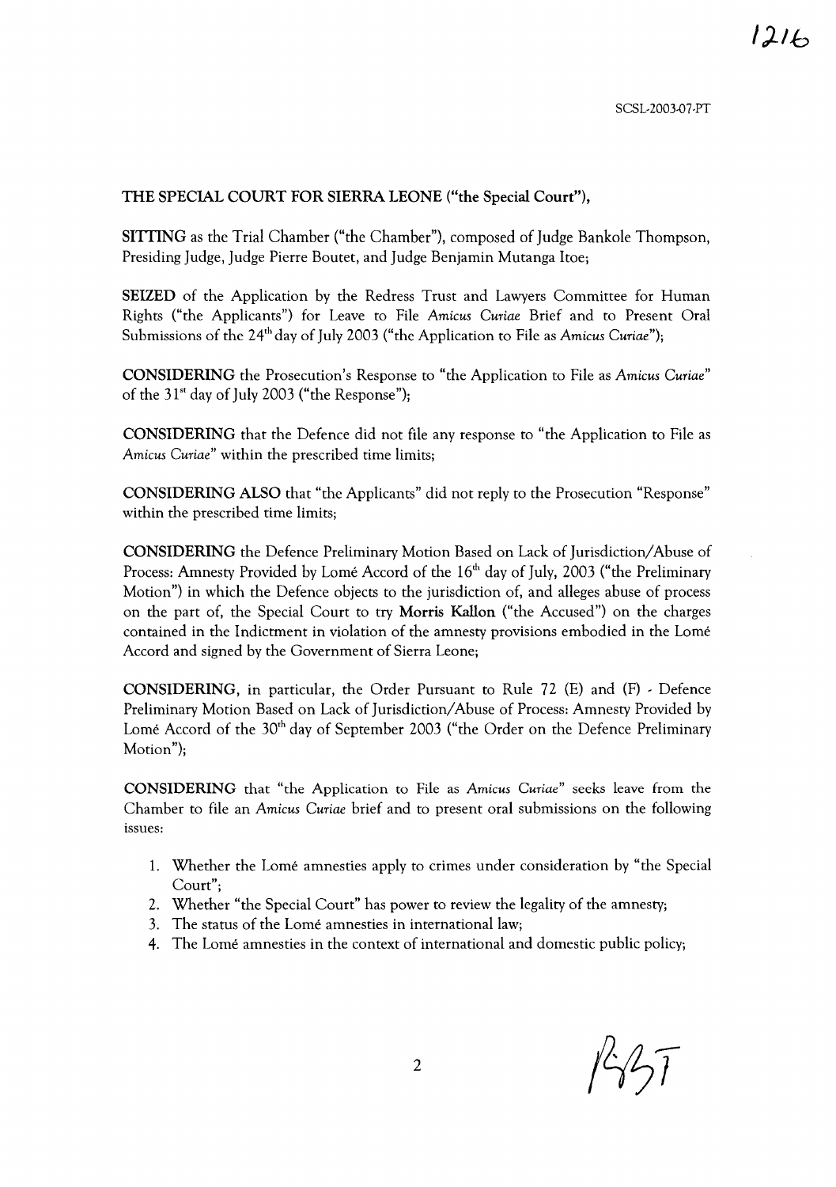**THE SPECIAL COURT FOR SIERRA LEONE ("the Special Court"),**

**SITTING** as the Trial Chamber ("the Chamber"), composed of Judge Bankole Thompson, Presiding Judge, Judge Pierre Boutet, and Judge Benjamin Mutanga Itoe;

**SEIZED** of the Application by the Redress Trust and Lawyers Committee for Human Rights ("the Applicants") for Leave to File *Amicus Curiae* Brief and to Present Oral Submissions of the 24th day of July 2003 ("the Application to File as *Amicus Curiae*");

**CONSIDERING** the Prosecution's Response to "the Application to File as *Amicus Curiae*" of the 31st day of July 2003 ("the Response");

**CONSIDERING** that the Defence did not file any response to "the Application to File as *Amicus Curiae*" within the prescribed time limits;

**CONSIDERING ALSO** that "the Applicants" did not reply to the Prosecution "Response" within the prescribed time limits;

**CONSIDERING** the Defence Preliminary Motion Based on Lack of Jurisdiction/Abuse of Process: Amnesty Provided by Lomé Accord of the 16th day of July, 2003 ("the Preliminary Motion") in which the Defence objects to the jurisdiction of, and alleges abuse of process on the part of, the Special Court to try **Morris Kallon** ("the Accused") on the charges contained in the Indictment in violation of the amnesty provisions embodied in the Lomé Accord and signed by the Government of Sierra Leone;

**CONSIDERING**, in particular, the Order Pursuant to Rule 72 (E) and (F) - Defence Preliminary Motion Based on Lack of Jurisdiction/Abuse of Process: Amnesty Provided by Lomé Accord of the 30th day of September 2003 ("the Order on the Defence Preliminary Motion");

**CONSIDERING** that "the Application to File as *Amicus Curiae*" seeks leave from the Chamber to file an *Amicus Curiae* brief and to present oral submissions on the following issues:

1. Whether the Lomé amnesties apply to crimes under consideration by "the Special Court";
2. Whether "the Special Court" has power to review the legality of the amnesty;
3. The status of the Lomé amnesties in international law;
4. The Lomé amnesties in the context of international and domestic public policy;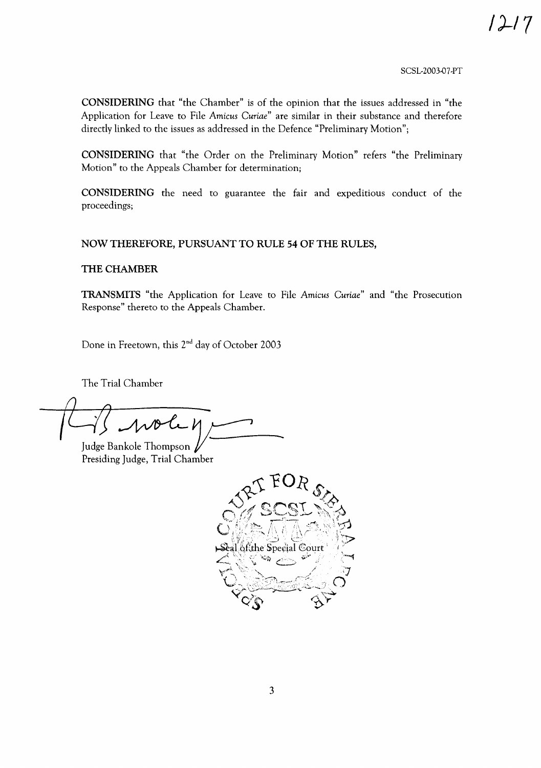**CONSIDERING** that "the Chamber" is of the opinion that the issues addressed in "the Application for Leave to File *Amicus Curiae*" are similar in their substance and therefore directly linked to the issues as addressed in the Defence "Preliminary Motion";

**CONSIDERING** that "the Order on the Preliminary Motion" refers "the Preliminary Motion" to the Appeals Chamber for determination;

**CONSIDERING** the need to guarantee the fair and expeditious conduct of the proceedings;

**NOW THEREFORE, PURSUANT TO RULE 54 OF THE RULES,**

**THE CHAMBER**

**TRANSMITS** "the Application for Leave to File *Amicus Curiae*" and "the Prosecution Response" thereto to the Appeals Chamber.

Done in Freetown, this 2nd day of October 2003

The Trial Chamber

Judge Bankole Thompson
Presiding Judge, Trial Chamber

Seal of the Special Court